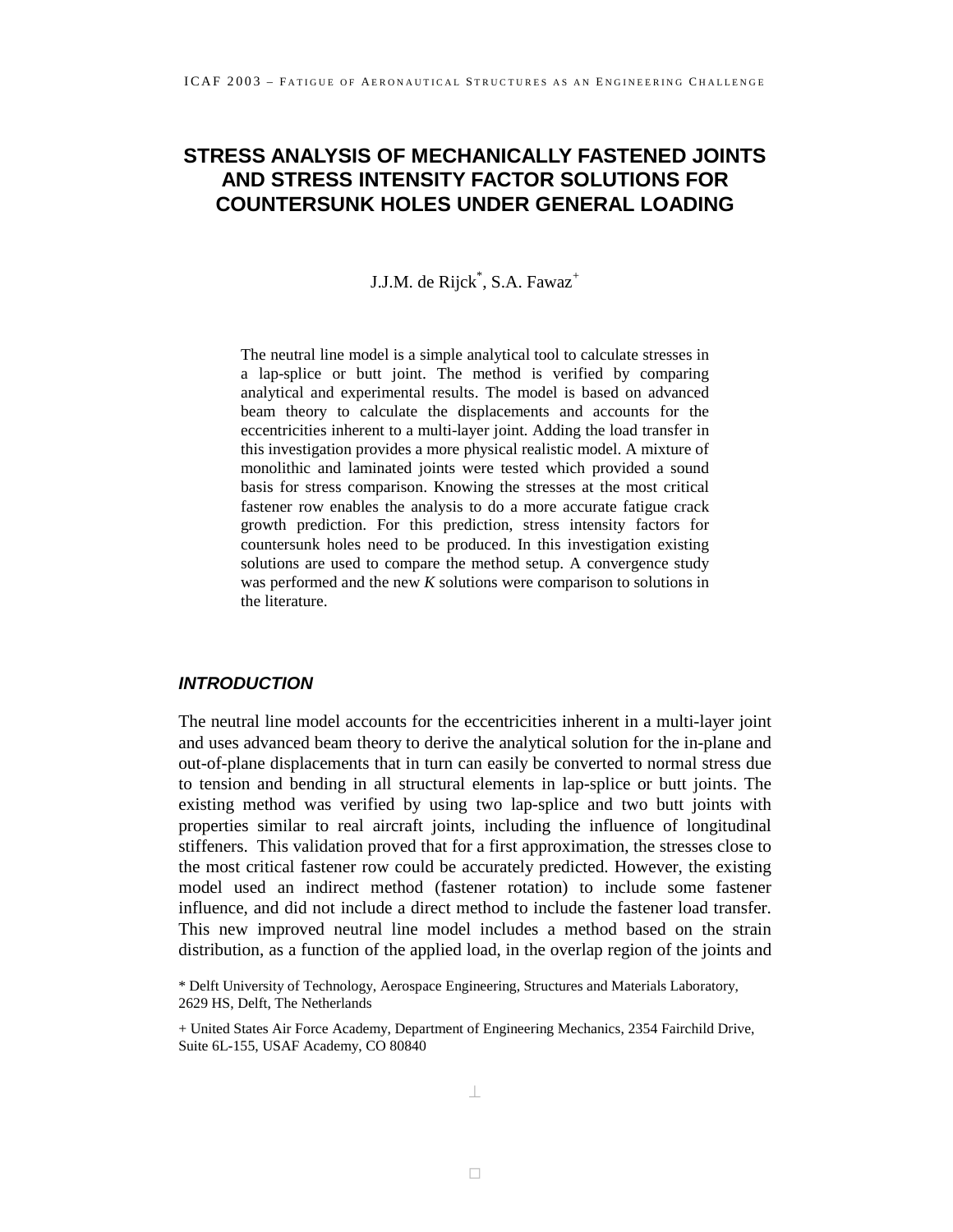# STRESS ANALYSIS OF MECHANICALLY FASTENED JOINTS AND STRESS INTENSITY FACTOR SOLUTIONS FOR COUNTERSUNK HOLES UNDER GENERAL LOADING

J.J.M. de Rijck[*], S.A. Fawaz[+]

The neutral line model is a simple analytical tool to calculate stresses in a lap-splice or butt joint. The method is verified by comparing analytical and experimental results. The model is based on advanced beam theory to calculate the displacements and accounts for the eccentricities inherent to a multi-layer joint. Adding the load transfer in this investigation provides a more physical realistic model. A mixture of monolithic and laminated joints were tested which provided a sound basis for stress comparison. Knowing the stresses at the most critical fastener row enables the analysis to do a more accurate fatigue crack growth prediction. For this prediction, stress intensity factors for countersunk holes need to be produced. In this investigation existing solutions are used to compare the method setup. A convergence study was performed and the new *K* solutions were comparison to solutions in the literature.

## *INTRODUCTION*

The neutral line model accounts for the eccentricities inherent in a multi-layer joint and uses advanced beam theory to derive the analytical solution for the in-plane and out-of-plane displacements that in turn can easily be converted to normal stress due to tension and bending in all structural elements in lap-splice or butt joints. The existing method was verified by using two lap-splice and two butt joints with properties similar to real aircraft joints, including the influence of longitudinal stiffeners. This validation proved that for a first approximation, the stresses close to the most critical fastener row could be accurately predicted. However, the existing model used an indirect method (fastener rotation) to include some fastener influence, and did not include a direct method to include the fastener load transfer. This new improved neutral line model includes a method based on the strain distribution, as a function of the applied load, in the overlap region of the joints and

\* Delft University of Technology, Aerospace Engineering, Structures and Materials Laboratory, 2629 HS, Delft, The Netherlands

\+ United States Air Force Academy, Department of Engineering Mechanics, 2354 Fairchild Drive, Suite 6L-155, USAF Academy, CO 80840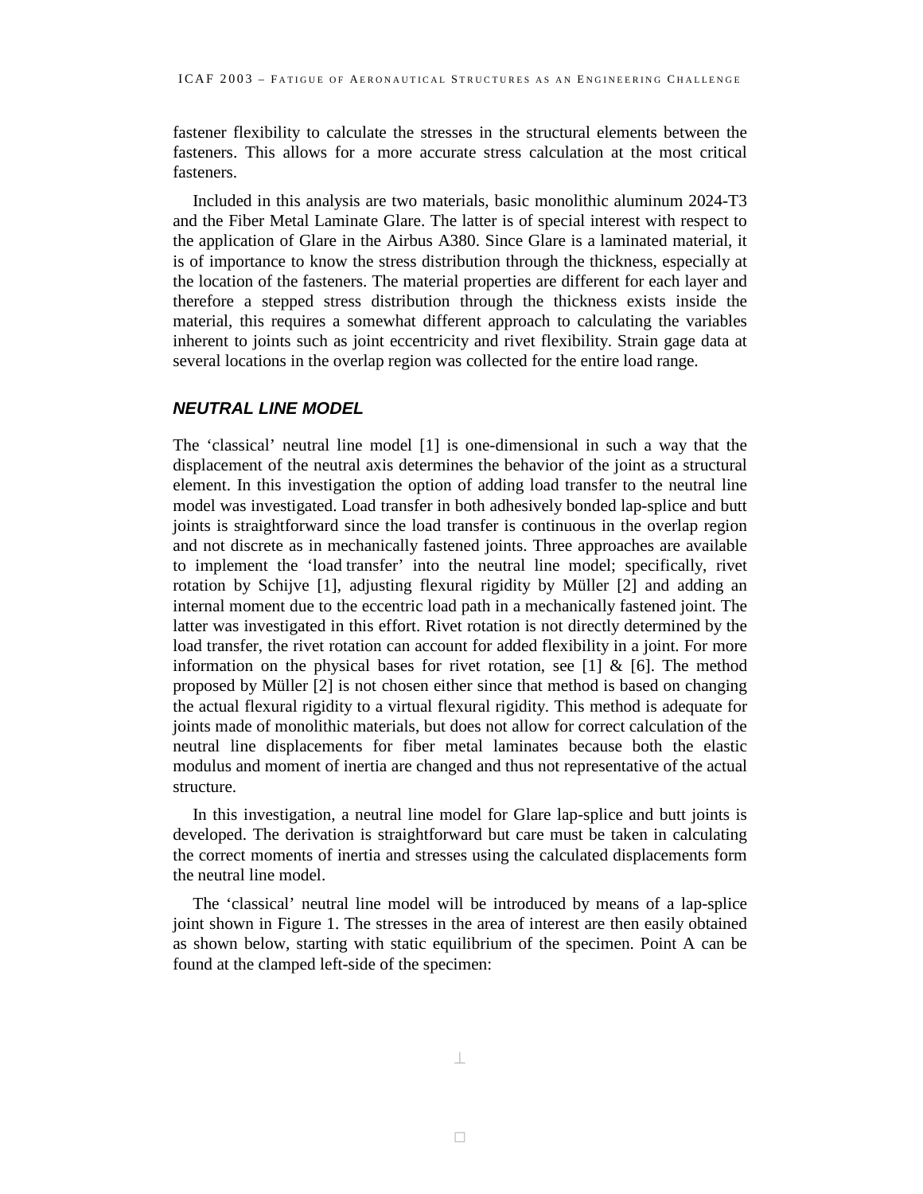fastener flexibility to calculate the stresses in the structural elements between the fasteners. This allows for a more accurate stress calculation at the most critical fasteners.

Included in this analysis are two materials, basic monolithic aluminum 2024-T3 and the Fiber Metal Laminate Glare. The latter is of special interest with respect to the application of Glare in the Airbus A380. Since Glare is a laminated material, it is of importance to know the stress distribution through the thickness, especially at the location of the fasteners. The material properties are different for each layer and therefore a stepped stress distribution through the thickness exists inside the material, this requires a somewhat different approach to calculating the variables inherent to joints such as joint eccentricity and rivet flexibility. Strain gage data at several locations in the overlap region was collected for the entire load range.

## *NEUTRAL LINE MODEL*

The 'classical' neutral line model [1] is one-dimensional in such a way that the displacement of the neutral axis determines the behavior of the joint as a structural element. In this investigation the option of adding load transfer to the neutral line model was investigated. Load transfer in both adhesively bonded lap-splice and butt joints is straightforward since the load transfer is continuous in the overlap region and not discrete as in mechanically fastened joints. Three approaches are available to implement the 'load transfer' into the neutral line model; specifically, rivet rotation by Schijve [1], adjusting flexural rigidity by Müller [2] and adding an internal moment due to the eccentric load path in a mechanically fastened joint. The latter was investigated in this effort. Rivet rotation is not directly determined by the load transfer, the rivet rotation can account for added flexibility in a joint. For more information on the physical bases for rivet rotation, see [1] & [6]. The method proposed by Müller [2] is not chosen either since that method is based on changing the actual flexural rigidity to a virtual flexural rigidity. This method is adequate for joints made of monolithic materials, but does not allow for correct calculation of the neutral line displacements for fiber metal laminates because both the elastic modulus and moment of inertia are changed and thus not representative of the actual structure.

In this investigation, a neutral line model for Glare lap-splice and butt joints is developed. The derivation is straightforward but care must be taken in calculating the correct moments of inertia and stresses using the calculated displacements form the neutral line model.

The 'classical' neutral line model will be introduced by means of a lap-splice joint shown in Figure 1. The stresses in the area of interest are then easily obtained as shown below, starting with static equilibrium of the specimen. Point A can be found at the clamped left-side of the specimen: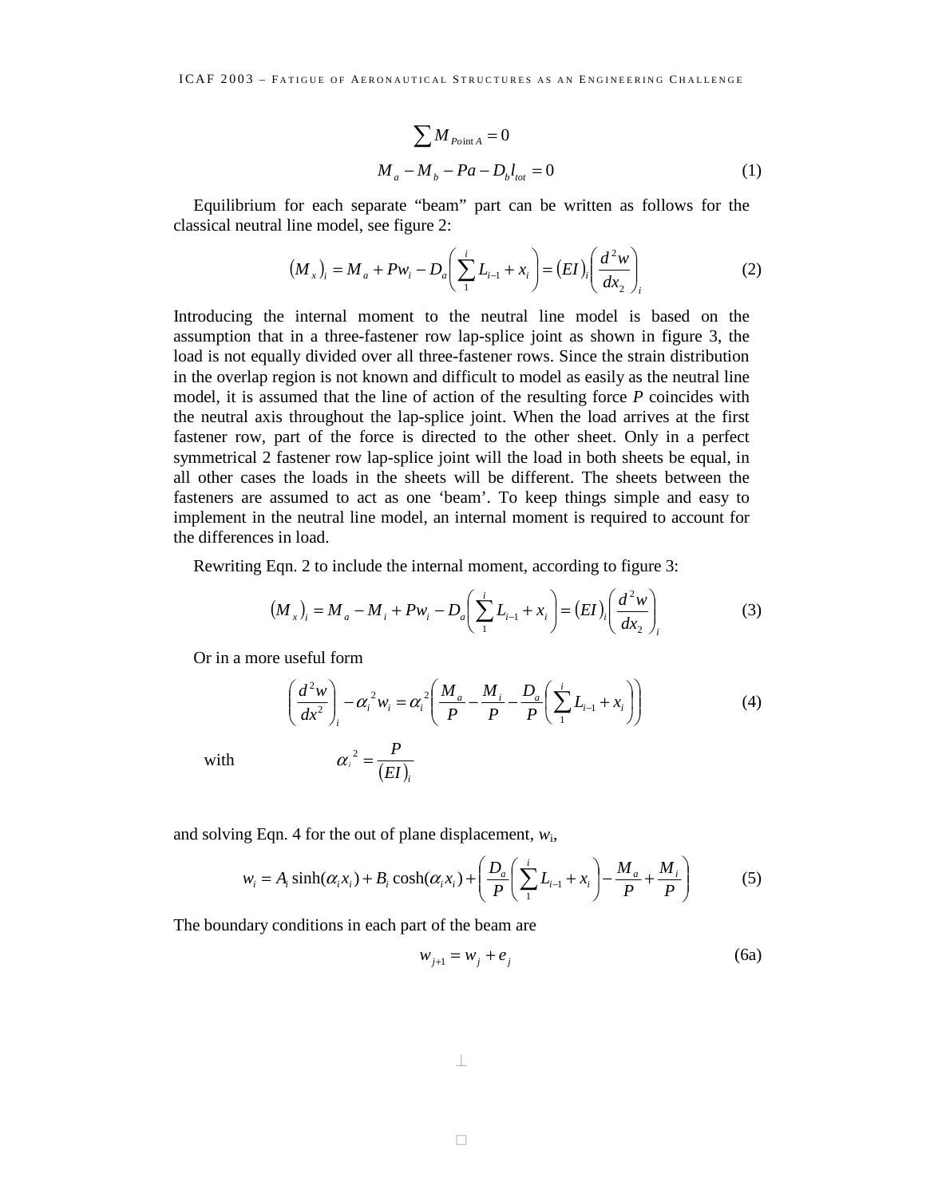$$\sum M_{Point\,A} = 0$$

$$M_a - M_b - Pa - D_b l_{tot} = 0 \tag{1}$$

Equilibrium for each separate "beam" part can be written as follows for the classical neutral line model, see figure 2:

$$\left(M_x\right)_i = M_a + Pw_i - D_a\left(\sum_1^i L_{i-1} + x_i\right) = \left(EI\right)_i\left(\frac{d^2w}{dx_2}\right)_i \tag{2}$$

Introducing the internal moment to the neutral line model is based on the assumption that in a three-fastener row lap-splice joint as shown in figure 3, the load is not equally divided over all three-fastener rows. Since the strain distribution in the overlap region is not known and difficult to model as easily as the neutral line model, it is assumed that the line of action of the resulting force *P* coincides with the neutral axis throughout the lap-splice joint. When the load arrives at the first fastener row, part of the force is directed to the other sheet. Only in a perfect symmetrical 2 fastener row lap-splice joint will the load in both sheets be equal, in all other cases the loads in the sheets will be different. The sheets between the fasteners are assumed to act as one 'beam'. To keep things simple and easy to implement in the neutral line model, an internal moment is required to account for the differences in load.

Rewriting Eqn. 2 to include the internal moment, according to figure 3:

$$\left(M_x\right)_i = M_a - M_i + Pw_i - D_a\left(\sum_1^i L_{i-1} + x_i\right) = \left(EI\right)_i\left(\frac{d^2w}{dx_2}\right)_i \tag{3}$$

Or in a more useful form

$$\left(\frac{d^2w}{dx^2}\right)_i - \alpha_i^{\,2} w_i = \alpha_i^{\,2}\left(\frac{M_a}{P} - \frac{M_i}{P} - \frac{D_a}{P}\left(\sum_1^i L_{i-1} + x_i\right)\right) \tag{4}$$

with $\qquad \alpha_i^{\,2} = \dfrac{P}{\left(EI\right)_i}$

and solving Eqn. 4 for the out of plane displacement, $w_i$,

$$w_i = A_i \sinh(\alpha_i x_i) + B_i \cosh(\alpha_i x_i) + \left(\frac{D_a}{P}\left(\sum_1^i L_{i-1} + x_i\right) - \frac{M_a}{P} + \frac{M_i}{P}\right) \tag{5}$$

The boundary conditions in each part of the beam are

$$w_{j+1} = w_j + e_j \tag{6a}$$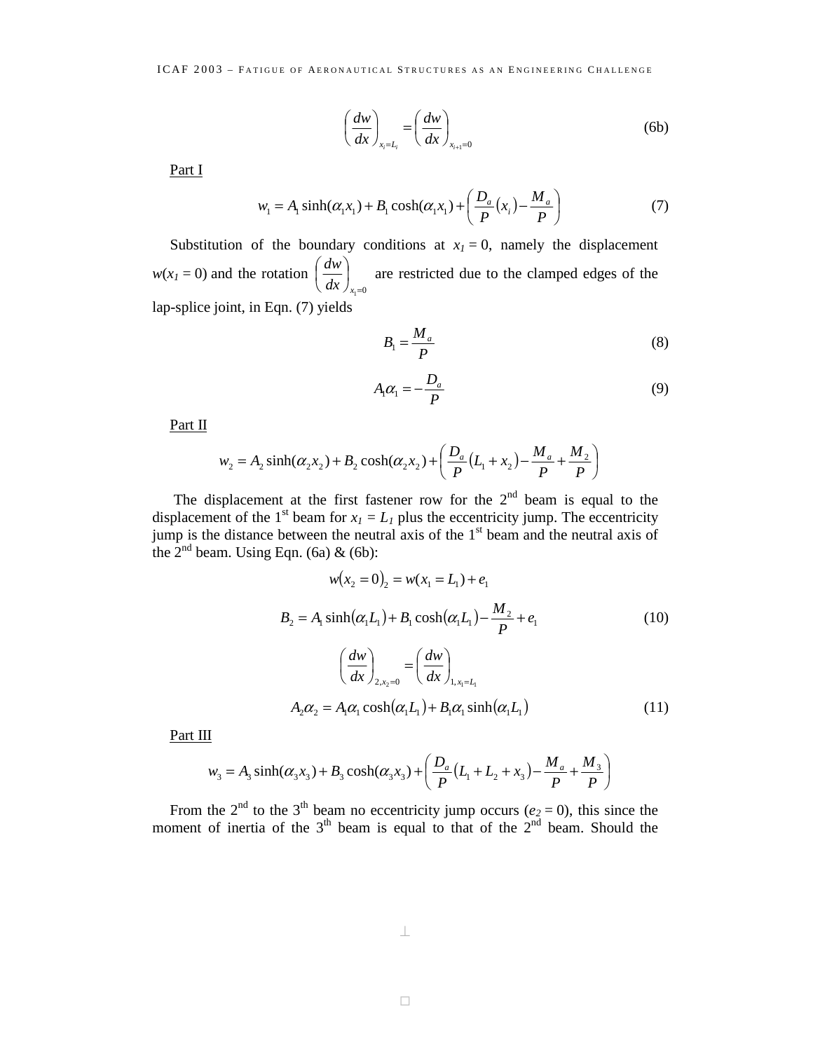$$\left(\frac{dw}{dx}\right)_{x_i=L_i} = \left(\frac{dw}{dx}\right)_{x_{i+1}=0} \tag{6b}$$

Part I

$$w_1 = A_1 \sinh(\alpha_1 x_1) + B_1 \cosh(\alpha_1 x_1) + \left(\frac{D_a}{P}(x_i) - \frac{M_a}{P}\right) \tag{7}$$

Substitution of the boundary conditions at $x_1 = 0$, namely the displacement $w(x_1 = 0)$ and the rotation $\left(\frac{dw}{dx}\right)_{x_1=0}$ are restricted due to the clamped edges of the lap-splice joint, in Eqn. (7) yields

$$B_1 = \frac{M_a}{P} \tag{8}$$

$$A_1 \alpha_1 = -\frac{D_a}{P} \tag{9}$$

Part II

$$w_2 = A_2 \sinh(\alpha_2 x_2) + B_2 \cosh(\alpha_2 x_2) + \left(\frac{D_a}{P}(L_1 + x_2) - \frac{M_a}{P} + \frac{M_2}{P}\right)$$

The displacement at the first fastener row for the 2nd beam is equal to the displacement of the 1st beam for $x_1 = L_1$ plus the eccentricity jump. The eccentricity jump is the distance between the neutral axis of the 1st beam and the neutral axis of the 2nd beam. Using Eqn. (6a) & (6b):

$$w(x_2 = 0)_2 = w(x_1 = L_1) + e_1$$

$$B_2 = A_1 \sinh(\alpha_1 L_1) + B_1 \cosh(\alpha_1 L_1) - \frac{M_2}{P} + e_1 \tag{10}$$

$$\left(\frac{dw}{dx}\right)_{2, x_2=0} = \left(\frac{dw}{dx}\right)_{1, x_1=L_1}$$

$$A_2 \alpha_2 = A_1 \alpha_1 \cosh(\alpha_1 L_1) + B_1 \alpha_1 \sinh(\alpha_1 L_1) \tag{11}$$

Part III

$$w_3 = A_3 \sinh(\alpha_3 x_3) + B_3 \cosh(\alpha_3 x_3) + \left(\frac{D_a}{P}(L_1 + L_2 + x_3) - \frac{M_a}{P} + \frac{M_3}{P}\right)$$

From the 2nd to the 3th beam no eccentricity jump occurs ($e_2 = 0$), this since the moment of inertia of the 3th beam is equal to that of the 2nd beam. Should the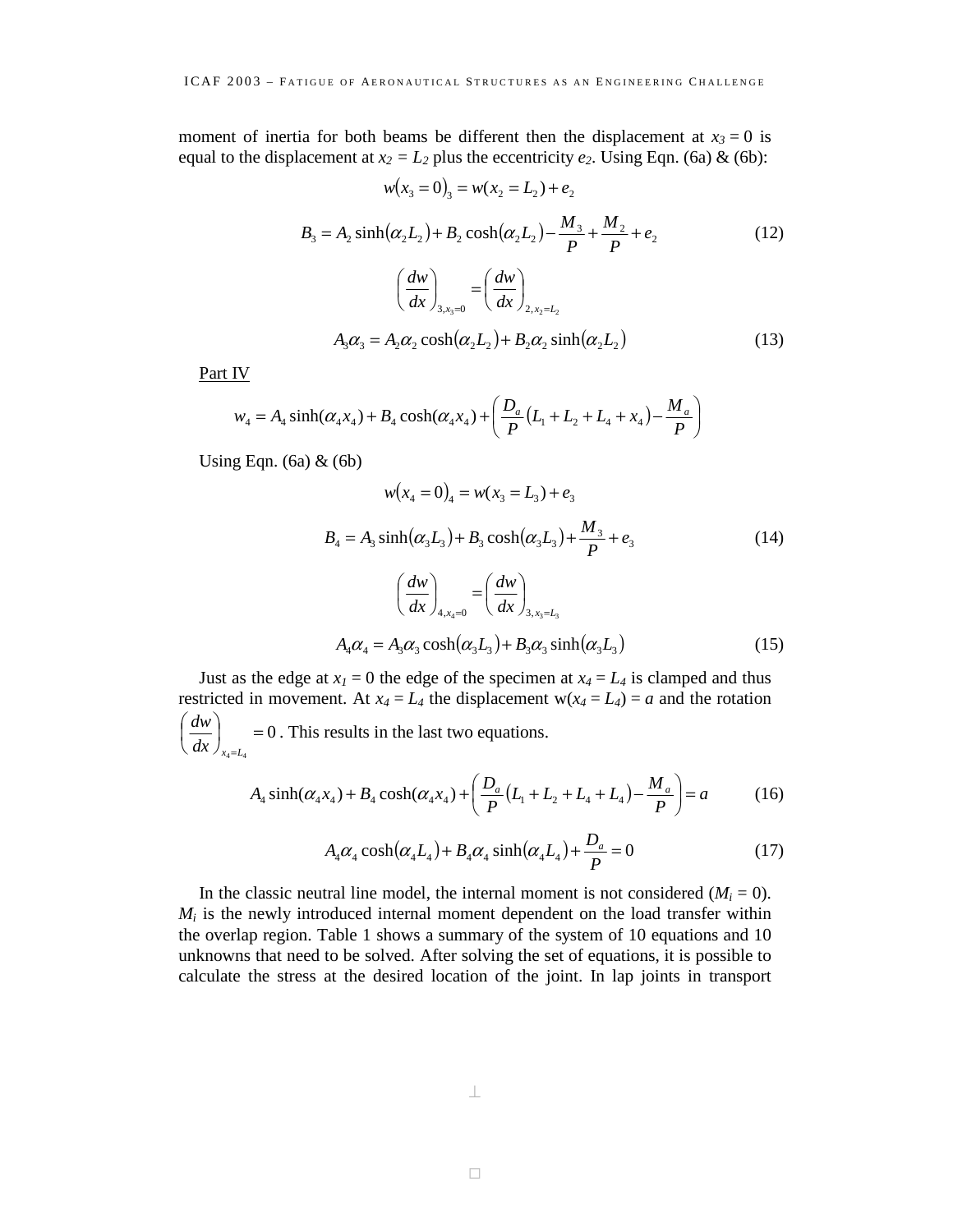moment of inertia for both beams be different then the displacement at $x_3 = 0$ is equal to the displacement at $x_2 = L_2$ plus the eccentricity $e_2$. Using Eqn. (6a) & (6b):

$$w(x_3 = 0)_3 = w(x_2 = L_2) + e_2$$

$$B_3 = A_2 \sinh(\alpha_2 L_2) + B_2 \cosh(\alpha_2 L_2) - \frac{M_3}{P} + \frac{M_2}{P} + e_2 \tag{12}$$

$$\left(\frac{dw}{dx}\right)_{3,x_3=0} = \left(\frac{dw}{dx}\right)_{2,x_2=L_2}$$

$$A_3\alpha_3 = A_2\alpha_2 \cosh(\alpha_2 L_2) + B_2\alpha_2 \sinh(\alpha_2 L_2) \tag{13}$$

Part IV

$$w_4 = A_4 \sinh(\alpha_4 x_4) + B_4 \cosh(\alpha_4 x_4) + \left(\frac{D_a}{P}(L_1 + L_2 + L_4 + x_4) - \frac{M_a}{P}\right)$$

Using Eqn. (6a) & (6b)

$$w(x_4 = 0)_4 = w(x_3 = L_3) + e_3$$

$$B_4 = A_3 \sinh(\alpha_3 L_3) + B_3 \cosh(\alpha_3 L_3) + \frac{M_3}{P} + e_3 \tag{14}$$

$$\left(\frac{dw}{dx}\right)_{4,x_4=0} = \left(\frac{dw}{dx}\right)_{3,x_3=L_3}$$

$$A_4\alpha_4 = A_3\alpha_3 \cosh(\alpha_3 L_3) + B_3\alpha_3 \sinh(\alpha_3 L_3) \tag{15}$$

Just as the edge at $x_1 = 0$ the edge of the specimen at $x_4 = L_4$ is clamped and thus restricted in movement. At $x_4 = L_4$ the displacement $w(x_4 = L_4) = a$ and the rotation $\left(\frac{dw}{dx}\right)_{x_4=L_4} = 0$. This results in the last two equations.

$$A_4 \sinh(\alpha_4 x_4) + B_4 \cosh(\alpha_4 x_4) + \left(\frac{D_a}{P}(L_1 + L_2 + L_4 + L_4) - \frac{M_a}{P}\right) = a \tag{16}$$

$$A_4\alpha_4 \cosh(\alpha_4 L_4) + B_4\alpha_4 \sinh(\alpha_4 L_4) + \frac{D_a}{P} = 0 \tag{17}$$

In the classic neutral line model, the internal moment is not considered ($M_i = 0$). $M_i$ is the newly introduced internal moment dependent on the load transfer within the overlap region. Table 1 shows a summary of the system of 10 equations and 10 unknowns that need to be solved. After solving the set of equations, it is possible to calculate the stress at the desired location of the joint. In lap joints in transport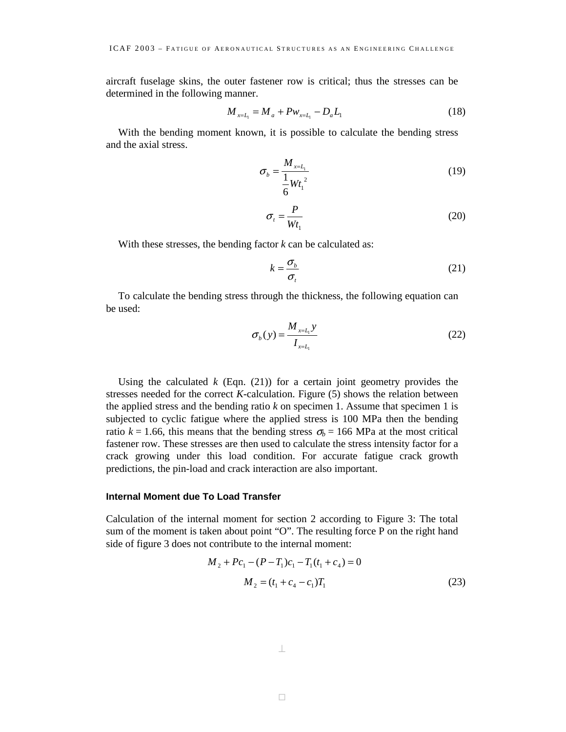aircraft fuselage skins, the outer fastener row is critical; thus the stresses can be determined in the following manner.

$$M_{x=L_1} = M_a + Pw_{x=L_1} - D_a L_1 \tag{18}$$

With the bending moment known, it is possible to calculate the bending stress and the axial stress.

$$\sigma_b = \frac{M_{x=L_1}}{\frac{1}{6}Wt_1^{\ 2}} \tag{19}$$

$$\sigma_t = \frac{P}{Wt_1} \tag{20}$$

With these stresses, the bending factor $k$ can be calculated as:

$$k = \frac{\sigma_b}{\sigma_t} \tag{21}$$

To calculate the bending stress through the thickness, the following equation can be used:

$$\sigma_b(y) = \frac{M_{x=L_1} y}{I_{x=L_1}} \tag{22}$$

Using the calculated $k$ (Eqn. (21)) for a certain joint geometry provides the stresses needed for the correct $K$-calculation. Figure (5) shows the relation between the applied stress and the bending ratio $k$ on specimen 1. Assume that specimen 1 is subjected to cyclic fatigue where the applied stress is 100 MPa then the bending ratio $k$ = 1.66, this means that the bending stress $\sigma_b$ = 166 MPa at the most critical fastener row. These stresses are then used to calculate the stress intensity factor for a crack growing under this load condition. For accurate fatigue crack growth predictions, the pin-load and crack interaction are also important.

### Internal Moment due To Load Transfer

Calculation of the internal moment for section 2 according to Figure 3: The total sum of the moment is taken about point "O". The resulting force P on the right hand side of figure 3 does not contribute to the internal moment:

$$M_2 + Pc_1 - (P - T_1)c_1 - T_1(t_1 + c_4) = 0$$

$$M_2 = (t_1 + c_4 - c_1)T_1 \tag{23}$$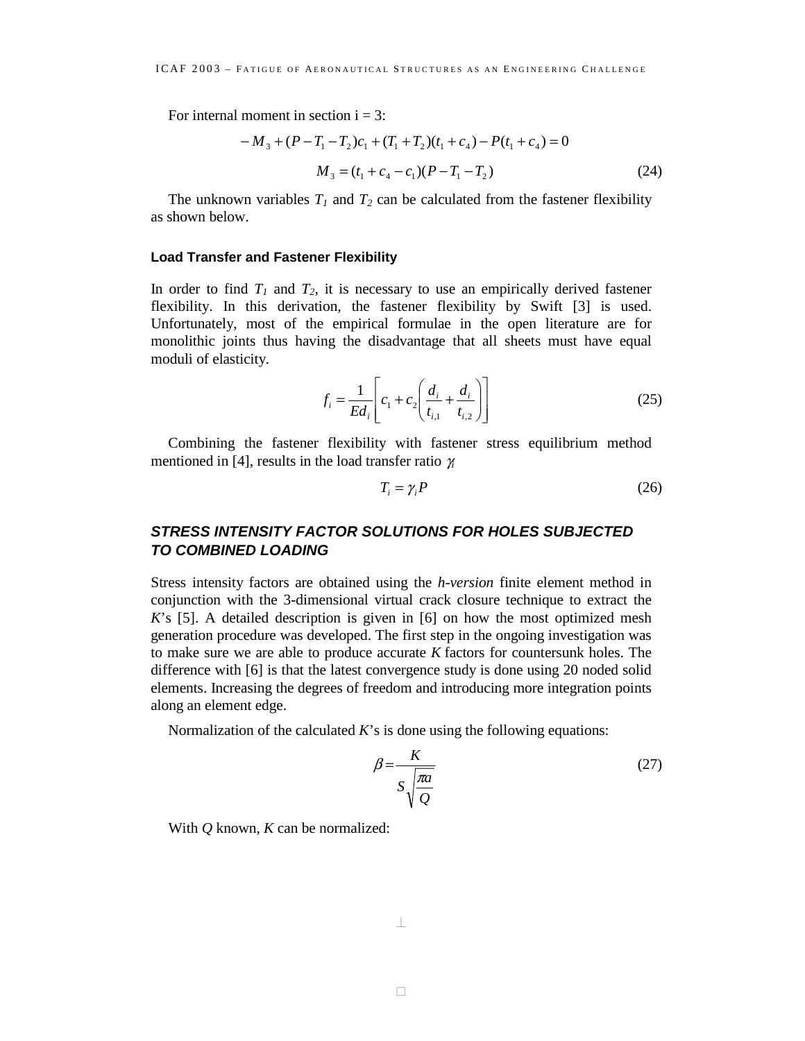For internal moment in section i = 3:

$$-M_3 + (P - T_1 - T_2)c_1 + (T_1 + T_2)(t_1 + c_4) - P(t_1 + c_4) = 0$$

$$M_3 = (t_1 + c_4 - c_1)(P - T_1 - T_2) \tag{24}$$

The unknown variables $T_1$ and $T_2$ can be calculated from the fastener flexibility as shown below.

### Load Transfer and Fastener Flexibility

In order to find $T_1$ and $T_2$, it is necessary to use an empirically derived fastener flexibility. In this derivation, the fastener flexibility by Swift [3] is used. Unfortunately, most of the empirical formulae in the open literature are for monolithic joints thus having the disadvantage that all sheets must have equal moduli of elasticity.

$$f_i = \frac{1}{Ed_i}\left[c_1 + c_2\left(\frac{d_i}{t_{i,1}} + \frac{d_i}{t_{i,2}}\right)\right] \tag{25}$$

Combining the fastener flexibility with fastener stress equilibrium method mentioned in [4], results in the load transfer ratio $\gamma_i$

$$T_i = \gamma_i P \tag{26}$$

## STRESS INTENSITY FACTOR SOLUTIONS FOR HOLES SUBJECTED TO COMBINED LOADING

Stress intensity factors are obtained using the *h-version* finite element method in conjunction with the 3-dimensional virtual crack closure technique to extract the $K$'s [5]. A detailed description is given in [6] on how the most optimized mesh generation procedure was developed. The first step in the ongoing investigation was to make sure we are able to produce accurate $K$ factors for countersunk holes. The difference with [6] is that the latest convergence study is done using 20 noded solid elements. Increasing the degrees of freedom and introducing more integration points along an element edge.

Normalization of the calculated $K$'s is done using the following equations:

$$\beta = \frac{K}{S\sqrt{\frac{\pi a}{Q}}} \tag{27}$$

With $Q$ known, $K$ can be normalized: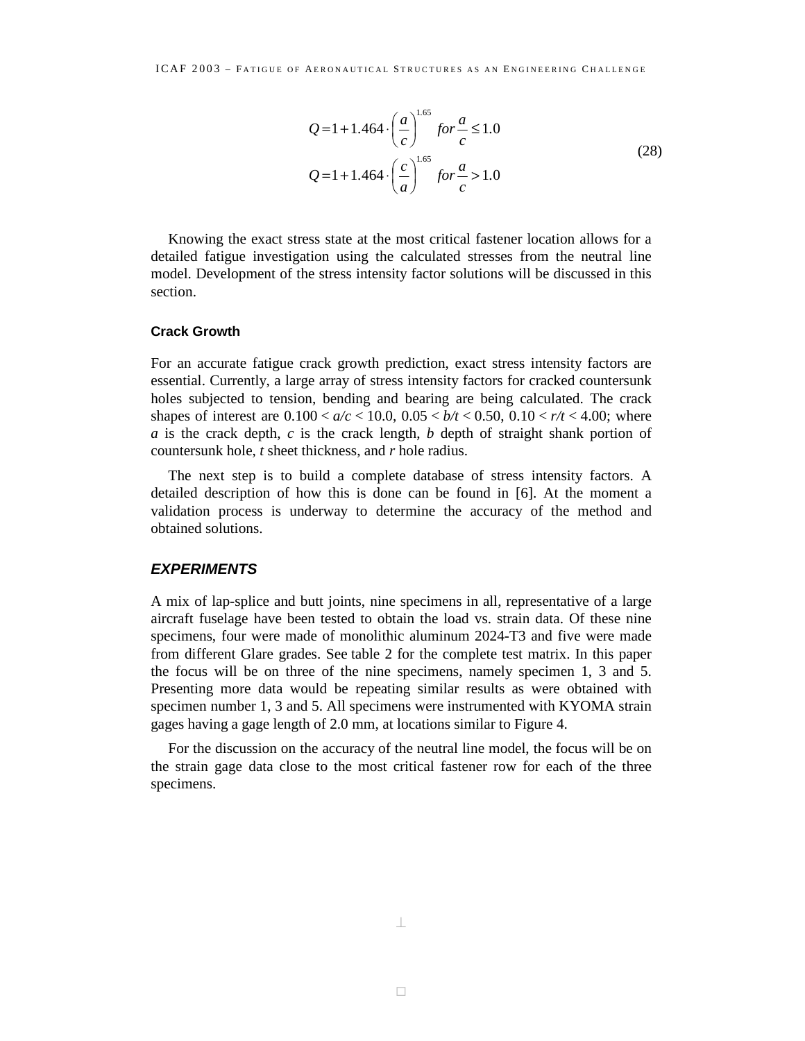$$
\begin{aligned}
Q &= 1 + 1.464 \cdot \left(\frac{a}{c}\right)^{1.65} \quad for \frac{a}{c} \leq 1.0 \\
Q &= 1 + 1.464 \cdot \left(\frac{c}{a}\right)^{1.65} \quad for \frac{a}{c} > 1.0
\end{aligned}
\tag{28}
$$

Knowing the exact stress state at the most critical fastener location allows for a detailed fatigue investigation using the calculated stresses from the neutral line model. Development of the stress intensity factor solutions will be discussed in this section.

### Crack Growth

For an accurate fatigue crack growth prediction, exact stress intensity factors are essential. Currently, a large array of stress intensity factors for cracked countersunk holes subjected to tension, bending and bearing are being calculated. The crack shapes of interest are $0.100 < a/c < 10.0$, $0.05 < b/t < 0.50$, $0.10 < r/t < 4.00$; where $a$ is the crack depth, $c$ is the crack length, $b$ depth of straight shank portion of countersunk hole, $t$ sheet thickness, and $r$ hole radius.

The next step is to build a complete database of stress intensity factors. A detailed description of how this is done can be found in [6]. At the moment a validation process is underway to determine the accuracy of the method and obtained solutions.

## *EXPERIMENTS*

A mix of lap-splice and butt joints, nine specimens in all, representative of a large aircraft fuselage have been tested to obtain the load vs. strain data. Of these nine specimens, four were made of monolithic aluminum 2024-T3 and five were made from different Glare grades. See table 2 for the complete test matrix. In this paper the focus will be on three of the nine specimens, namely specimen 1, 3 and 5. Presenting more data would be repeating similar results as were obtained with specimen number 1, 3 and 5. All specimens were instrumented with KYOMA strain gages having a gage length of 2.0 mm, at locations similar to Figure 4.

For the discussion on the accuracy of the neutral line model, the focus will be on the strain gage data close to the most critical fastener row for each of the three specimens.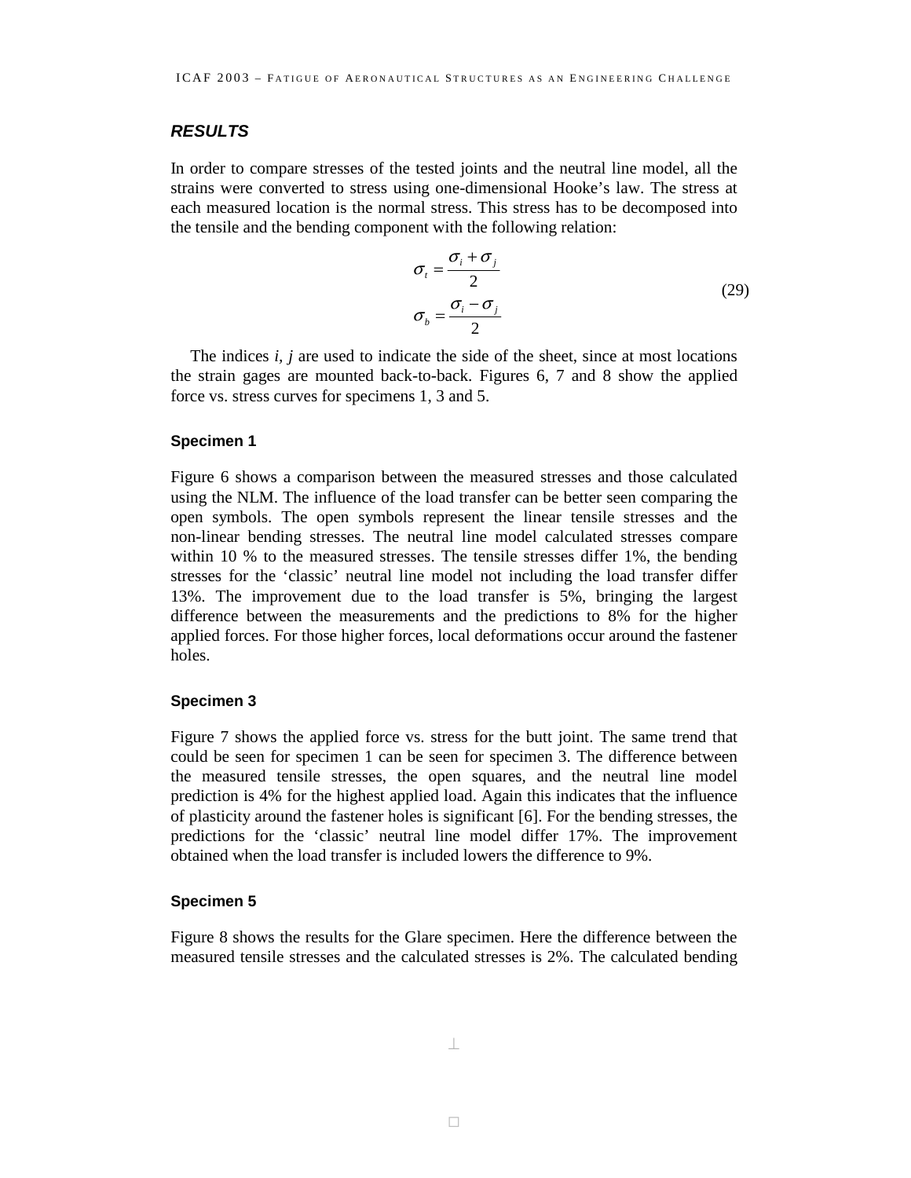## RESULTS

In order to compare stresses of the tested joints and the neutral line model, all the strains were converted to stress using one-dimensional Hooke's law. The stress at each measured location is the normal stress. This stress has to be decomposed into the tensile and the bending component with the following relation:

$$
\begin{aligned}
\sigma_t &= \frac{\sigma_i + \sigma_j}{2} \\
\sigma_b &= \frac{\sigma_i - \sigma_j}{2}
\end{aligned}
\tag{29}
$$

The indices *i*, *j* are used to indicate the side of the sheet, since at most locations the strain gages are mounted back-to-back. Figures 6, 7 and 8 show the applied force vs. stress curves for specimens 1, 3 and 5.

### Specimen 1

Figure 6 shows a comparison between the measured stresses and those calculated using the NLM. The influence of the load transfer can be better seen comparing the open symbols. The open symbols represent the linear tensile stresses and the non-linear bending stresses. The neutral line model calculated stresses compare within 10 % to the measured stresses. The tensile stresses differ 1%, the bending stresses for the 'classic' neutral line model not including the load transfer differ 13%. The improvement due to the load transfer is 5%, bringing the largest difference between the measurements and the predictions to 8% for the higher applied forces. For those higher forces, local deformations occur around the fastener holes.

### Specimen 3

Figure 7 shows the applied force vs. stress for the butt joint. The same trend that could be seen for specimen 1 can be seen for specimen 3. The difference between the measured tensile stresses, the open squares, and the neutral line model prediction is 4% for the highest applied load. Again this indicates that the influence of plasticity around the fastener holes is significant [6]. For the bending stresses, the predictions for the 'classic' neutral line model differ 17%. The improvement obtained when the load transfer is included lowers the difference to 9%.

### Specimen 5

Figure 8 shows the results for the Glare specimen. Here the difference between the measured tensile stresses and the calculated stresses is 2%. The calculated bending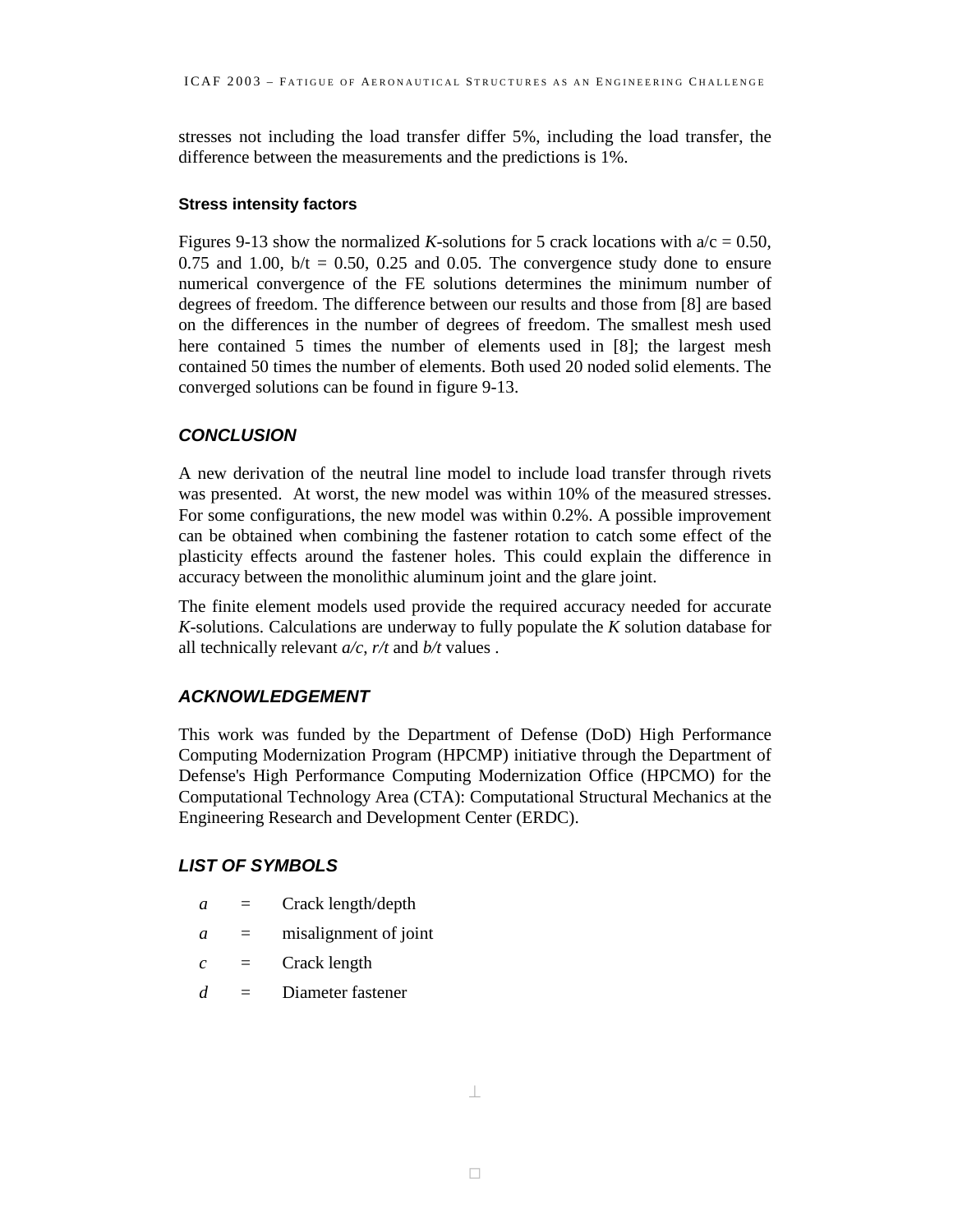stresses not including the load transfer differ 5%, including the load transfer, the difference between the measurements and the predictions is 1%.

### Stress intensity factors

Figures 9-13 show the normalized *K*-solutions for 5 crack locations with a/c = 0.50, 0.75 and 1.00, b/t = 0.50, 0.25 and 0.05. The convergence study done to ensure numerical convergence of the FE solutions determines the minimum number of degrees of freedom. The difference between our results and those from [8] are based on the differences in the number of degrees of freedom. The smallest mesh used here contained 5 times the number of elements used in [8]; the largest mesh contained 50 times the number of elements. Both used 20 noded solid elements. The converged solutions can be found in figure 9-13.

## *CONCLUSION*

A new derivation of the neutral line model to include load transfer through rivets was presented. At worst, the new model was within 10% of the measured stresses. For some configurations, the new model was within 0.2%. A possible improvement can be obtained when combining the fastener rotation to catch some effect of the plasticity effects around the fastener holes. This could explain the difference in accuracy between the monolithic aluminum joint and the glare joint.

The finite element models used provide the required accuracy needed for accurate *K*-solutions. Calculations are underway to fully populate the *K* solution database for all technically relevant *a/c*, *r/t* and *b/t* values .

## *ACKNOWLEDGEMENT*

This work was funded by the Department of Defense (DoD) High Performance Computing Modernization Program (HPCMP) initiative through the Department of Defense's High Performance Computing Modernization Office (HPCMO) for the Computational Technology Area (CTA): Computational Structural Mechanics at the Engineering Research and Development Center (ERDC).

## *LIST OF SYMBOLS*

| | | |
|---|---|---|
| $a$ | = | Crack length/depth |
| $a$ | = | misalignment of joint |
| $c$ | = | Crack length |
| $d$ | = | Diameter fastener |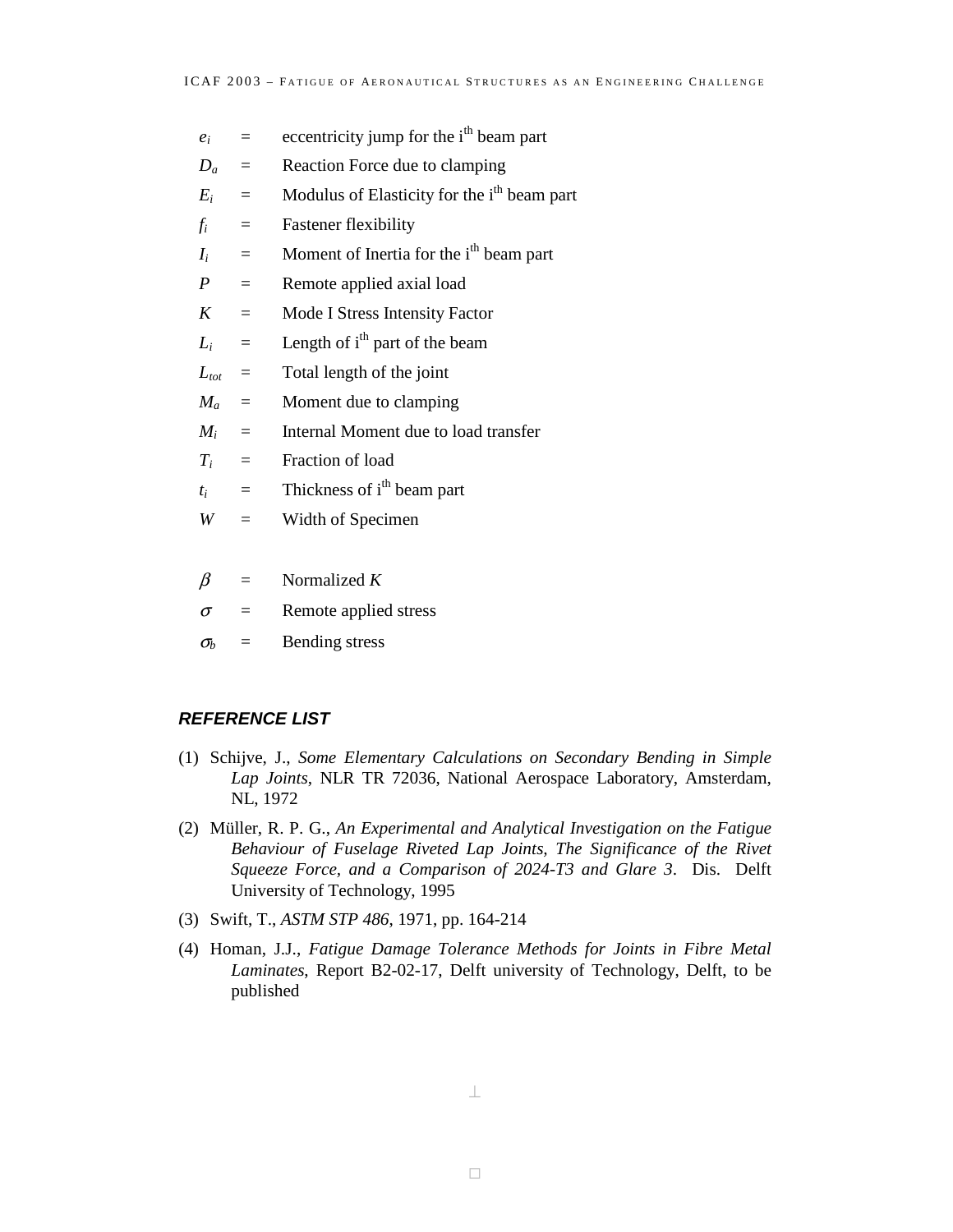$e_i$ = eccentricity jump for the i[th] beam part

$D_a$ = Reaction Force due to clamping

$E_i$ = Modulus of Elasticity for the i[th] beam part

$f_i$ = Fastener flexibility

$I_i$ = Moment of Inertia for the i[th] beam part

$P$ = Remote applied axial load

$K$ = Mode I Stress Intensity Factor

$L_i$ = Length of i[th] part of the beam

$L_{tot}$ = Total length of the joint

$M_a$ = Moment due to clamping

$M_i$ = Internal Moment due to load transfer

$T_i$ = Fraction of load

$t_i$ = Thickness of i[th] beam part

$W$ = Width of Specimen

$\beta$ = Normalized $K$

$\sigma$ = Remote applied stress

$\sigma_b$ = Bending stress

## REFERENCE LIST

(1) Schijve, J., *Some Elementary Calculations on Secondary Bending in Simple Lap Joints*, NLR TR 72036, National Aerospace Laboratory, Amsterdam, NL, 1972

(2) Müller, R. P. G., *An Experimental and Analytical Investigation on the Fatigue Behaviour of Fuselage Riveted Lap Joints, The Significance of the Rivet Squeeze Force, and a Comparison of 2024-T3 and Glare 3*. Dis. Delft University of Technology, 1995

(3) Swift, T., *ASTM STP 486*, 1971, pp. 164-214

(4) Homan, J.J., *Fatigue Damage Tolerance Methods for Joints in Fibre Metal Laminates*, Report B2-02-17, Delft university of Technology, Delft, to be published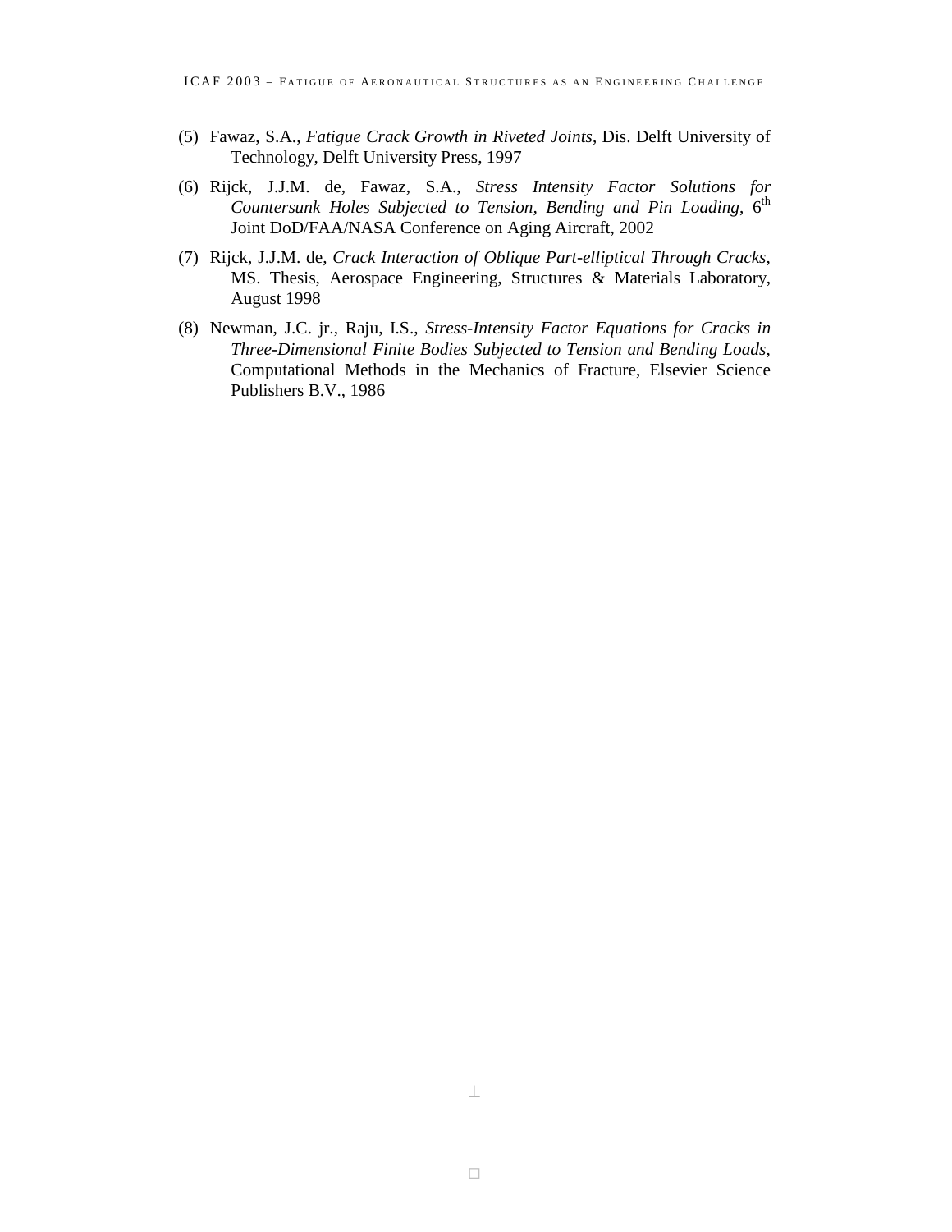(5) Fawaz, S.A., *Fatigue Crack Growth in Riveted Joints*, Dis. Delft University of Technology, Delft University Press, 1997

(6) Rijck, J.J.M. de, Fawaz, S.A., *Stress Intensity Factor Solutions for Countersunk Holes Subjected to Tension, Bending and Pin Loading*, 6th Joint DoD/FAA/NASA Conference on Aging Aircraft, 2002

(7) Rijck, J.J.M. de, *Crack Interaction of Oblique Part-elliptical Through Cracks*, MS. Thesis, Aerospace Engineering, Structures & Materials Laboratory, August 1998

(8) Newman, J.C. jr., Raju, I.S., *Stress-Intensity Factor Equations for Cracks in Three-Dimensional Finite Bodies Subjected to Tension and Bending Loads*, Computational Methods in the Mechanics of Fracture, Elsevier Science Publishers B.V., 1986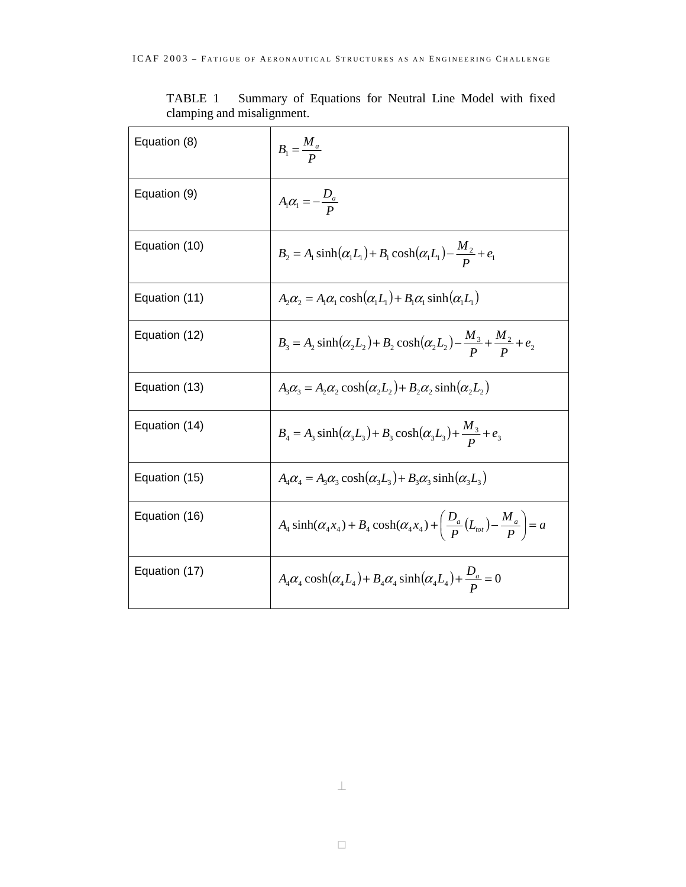TABLE 1 Summary of Equations for Neutral Line Model with fixed clamping and misalignment.

| | |
|---|---|
| Equation (8) | $B_1 = \frac{M_a}{P}$ |
| Equation (9) | $A_1\alpha_1 = -\frac{D_a}{P}$ |
| Equation (10) | $B_2 = A_1 \sinh(\alpha_1 L_1) + B_1 \cosh(\alpha_1 L_1) - \frac{M_2}{P} + e_1$ |
| Equation (11) | $A_2\alpha_2 = A_1\alpha_1 \cosh(\alpha_1 L_1) + B_1\alpha_1 \sinh(\alpha_1 L_1)$ |
| Equation (12) | $B_3 = A_2 \sinh(\alpha_2 L_2) + B_2 \cosh(\alpha_2 L_2) - \frac{M_3}{P} + \frac{M_2}{P} + e_2$ |
| Equation (13) | $A_3\alpha_3 = A_2\alpha_2 \cosh(\alpha_2 L_2) + B_2\alpha_2 \sinh(\alpha_2 L_2)$ |
| Equation (14) | $B_4 = A_3 \sinh(\alpha_3 L_3) + B_3 \cosh(\alpha_3 L_3) + \frac{M_3}{P} + e_3$ |
| Equation (15) | $A_4\alpha_4 = A_3\alpha_3 \cosh(\alpha_3 L_3) + B_3\alpha_3 \sinh(\alpha_3 L_3)$ |
| Equation (16) | $A_4 \sinh(\alpha_4 x_4) + B_4 \cosh(\alpha_4 x_4) + \left( \frac{D_a}{P}(L_{tot}) - \frac{M_a}{P} \right) = a$ |
| Equation (17) | $A_4\alpha_4 \cosh(\alpha_4 L_4) + B_4\alpha_4 \sinh(\alpha_4 L_4) + \frac{D_a}{P} = 0$ |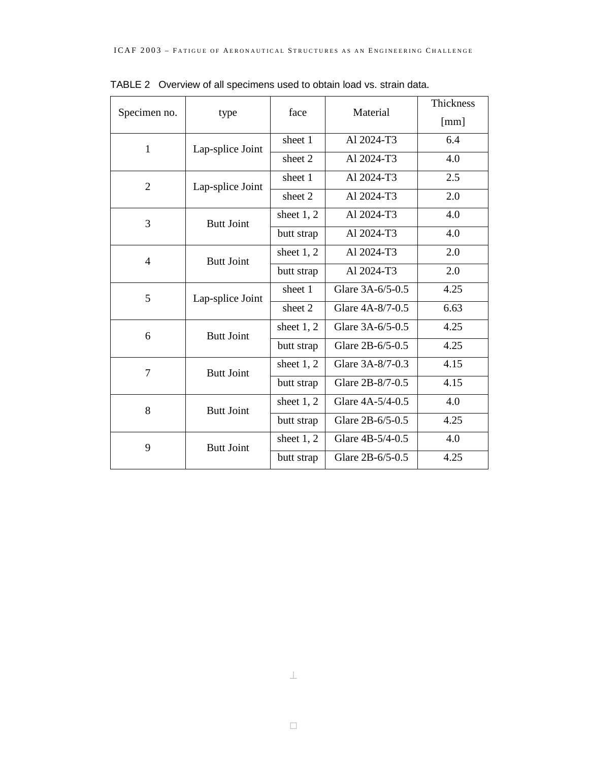TABLE 2 Overview of all specimens used to obtain load vs. strain data.

| Specimen no. | type | face | Material | Thickness [mm] |
|---|---|---|---|---|
| 1 | Lap-splice Joint | sheet 1 | Al 2024-T3 | 6.4 |
| | | sheet 2 | Al 2024-T3 | 4.0 |
| 2 | Lap-splice Joint | sheet 1 | Al 2024-T3 | 2.5 |
| | | sheet 2 | Al 2024-T3 | 2.0 |
| 3 | Butt Joint | sheet 1, 2 | Al 2024-T3 | 4.0 |
| | | butt strap | Al 2024-T3 | 4.0 |
| 4 | Butt Joint | sheet 1, 2 | Al 2024-T3 | 2.0 |
| | | butt strap | Al 2024-T3 | 2.0 |
| 5 | Lap-splice Joint | sheet 1 | Glare 3A-6/5-0.5 | 4.25 |
| | | sheet 2 | Glare 4A-8/7-0.5 | 6.63 |
| 6 | Butt Joint | sheet 1, 2 | Glare 3A-6/5-0.5 | 4.25 |
| | | butt strap | Glare 2B-6/5-0.5 | 4.25 |
| 7 | Butt Joint | sheet 1, 2 | Glare 3A-8/7-0.3 | 4.15 |
| | | butt strap | Glare 2B-8/7-0.5 | 4.15 |
| 8 | Butt Joint | sheet 1, 2 | Glare 4A-5/4-0.5 | 4.0 |
| | | butt strap | Glare 2B-6/5-0.5 | 4.25 |
| 9 | Butt Joint | sheet 1, 2 | Glare 4B-5/4-0.5 | 4.0 |
| | | butt strap | Glare 2B-6/5-0.5 | 4.25 |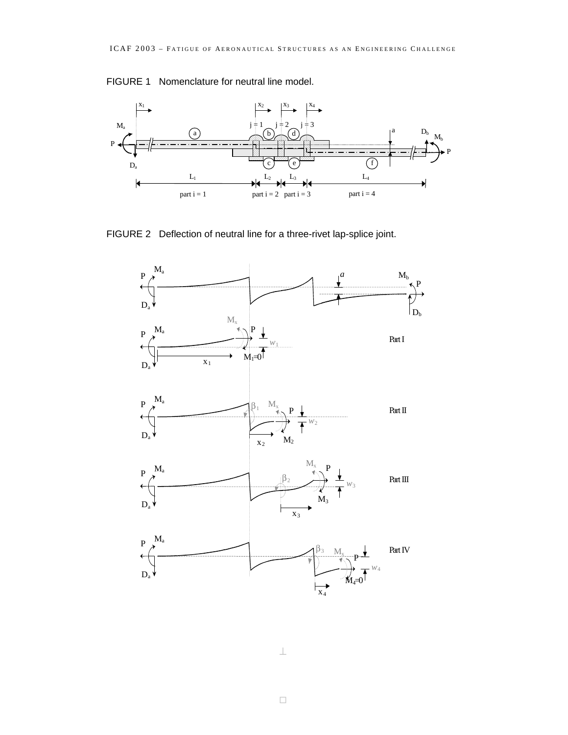FIGURE 1   Nomenclature for neutral line model.

FIGURE 2   Deflection of neutral line for a three-rivet lap-splice joint.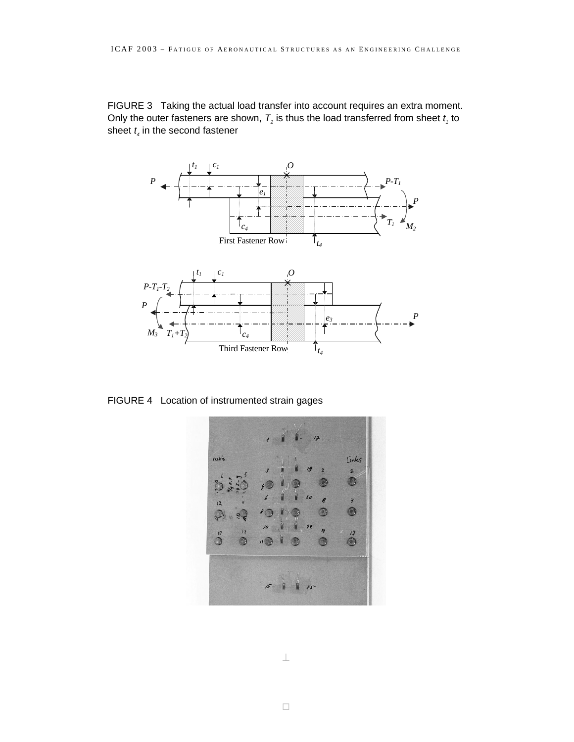FIGURE 3 Taking the actual load transfer into account requires an extra moment. Only the outer fasteners are shown, $T_2$ is thus the load transferred from sheet $t_1$ to sheet $t_4$ in the second fastener

FIGURE 4 Location of instrumented strain gages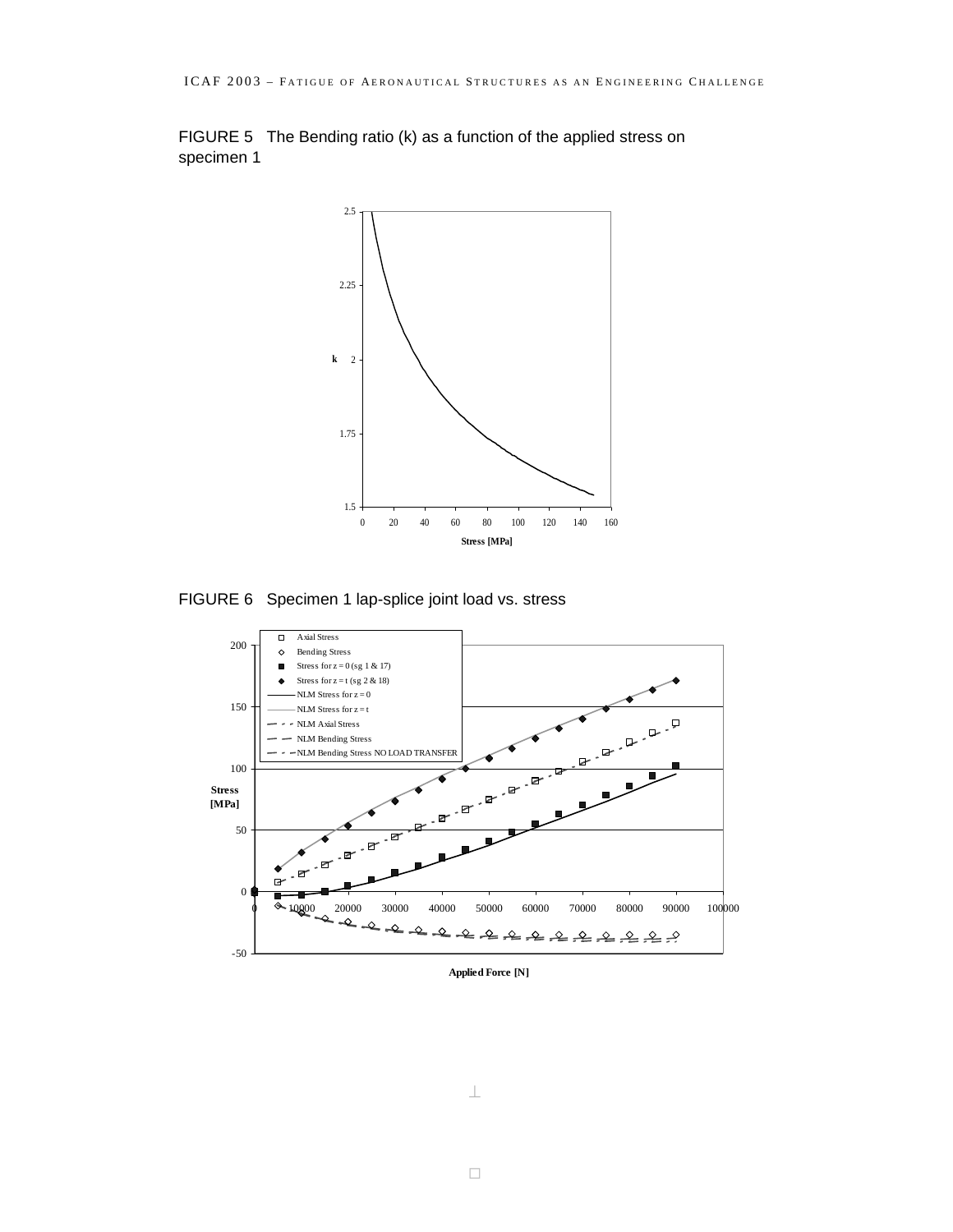FIGURE 5 The Bending ratio (k) as a function of the applied stress on specimen 1

FIGURE 6 Specimen 1 lap-splice joint load vs. stress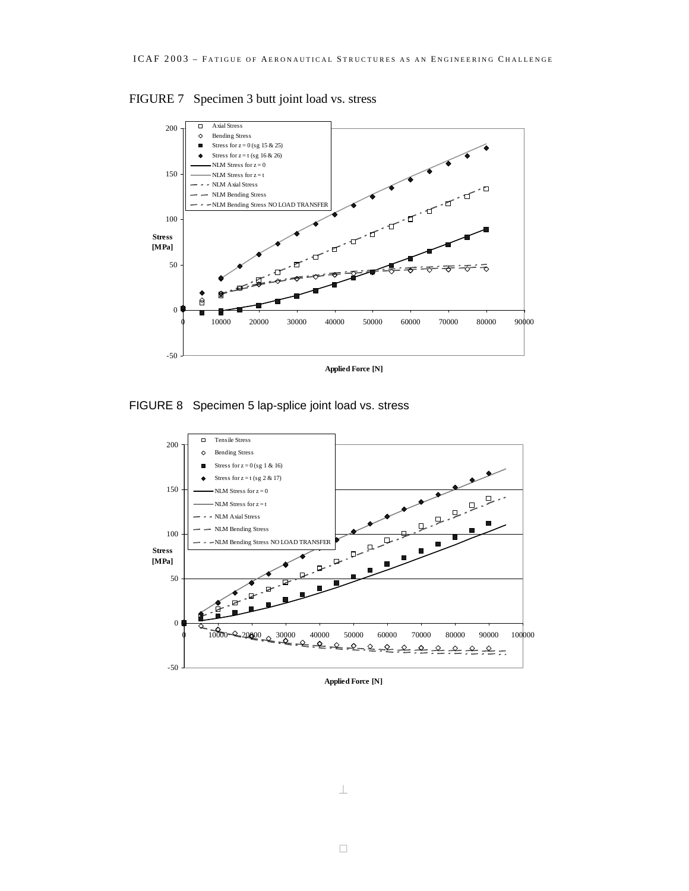FIGURE 7   Specimen 3 butt joint load vs. stress

FIGURE 8   Specimen 5 lap-splice joint load vs. stress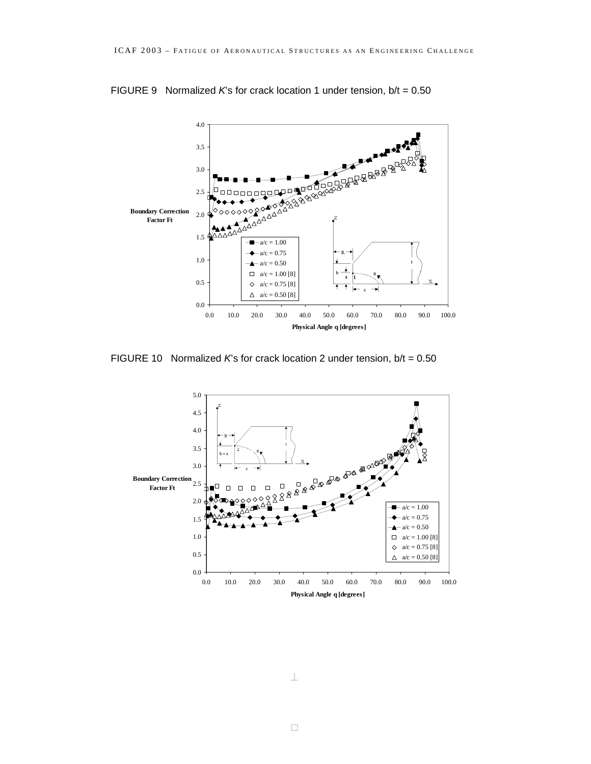FIGURE 9 Normalized $K$'s for crack location 1 under tension, b/t = 0.50

FIGURE 10 Normalized $K$'s for crack location 2 under tension, b/t = 0.50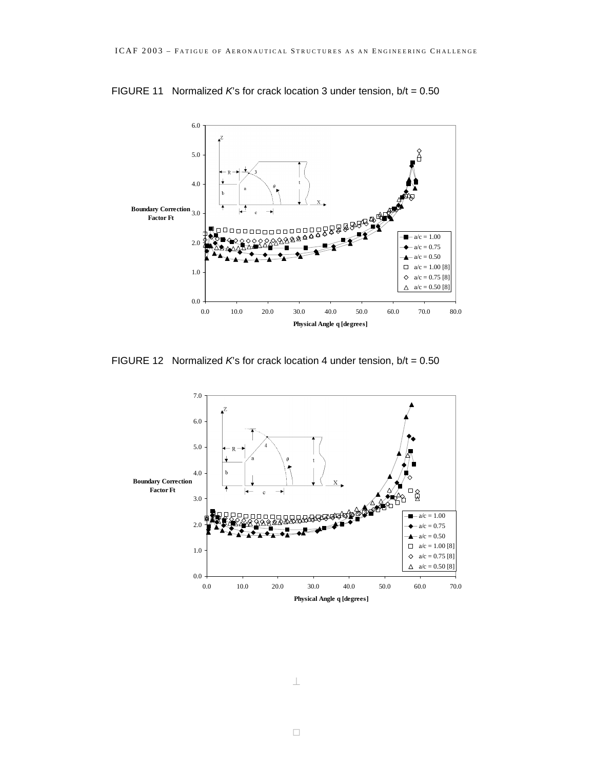FIGURE 11 Normalized *K*'s for crack location 3 under tension, b/t = 0.50

FIGURE 12 Normalized *K*'s for crack location 4 under tension, b/t = 0.50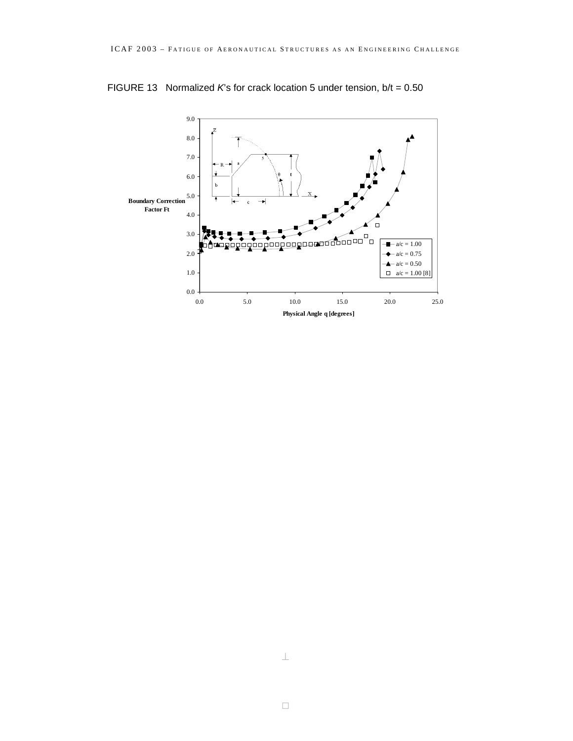FIGURE 13 Normalized *K*'s for crack location 5 under tension, b/t = 0.50

9.0
8.0
7.0
6.0
5.0
4.0
3.0
2.0
1.0
0.0

0.0 5.0 10.0 15.0 20.0 25.0

Boundary Correction Factor Ft

Physical Angle q [degrees]

Z
X
R
a
b
c
t
θ
5

a/c = 1.00
a/c = 0.75
a/c = 0.50
a/c = 1.00 [8]